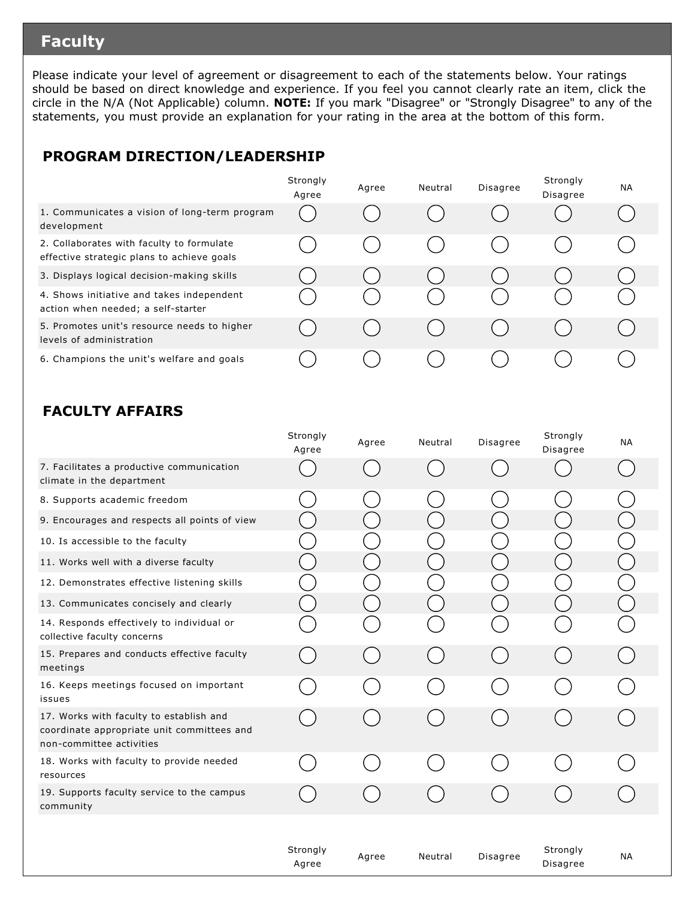## Faculty

Please indicate your level of agreement or disagreement to each of the statements below. Your ratings should be based on direct knowledge and experience. If you feel you cannot clearly rate an item, click the circle in the N/A (Not Applicable) column. **NOTE:** If you mark "Disagree" or "Strongly Disagree" to any of the statements, you must provide an explanation for your rating in the area at the bottom of this form.

### PROGRAM DIRECTION/LEADERSHIP

| | Strongly Agree | Agree | Neutral | Disagree | Strongly Disagree | NA |
|---|---|---|---|---|---|---|
| 1. Communicates a vision of long-term program development | ◯ | ◯ | ◯ | ◯ | ◯ | ◯ |
| 2. Collaborates with faculty to formulate effective strategic plans to achieve goals | ◯ | ◯ | ◯ | ◯ | ◯ | ◯ |
| 3. Displays logical decision-making skills | ◯ | ◯ | ◯ | ◯ | ◯ | ◯ |
| 4. Shows initiative and takes independent action when needed; a self-starter | ◯ | ◯ | ◯ | ◯ | ◯ | ◯ |
| 5. Promotes unit's resource needs to higher levels of administration | ◯ | ◯ | ◯ | ◯ | ◯ | ◯ |
| 6. Champions the unit's welfare and goals | ◯ | ◯ | ◯ | ◯ | ◯ | ◯ |

### FACULTY AFFAIRS

| | Strongly Agree | Agree | Neutral | Disagree | Strongly Disagree | NA |
|---|---|---|---|---|---|---|
| 7. Facilitates a productive communication climate in the department | ◯ | ◯ | ◯ | ◯ | ◯ | ◯ |
| 8. Supports academic freedom | ◯ | ◯ | ◯ | ◯ | ◯ | ◯ |
| 9. Encourages and respects all points of view | ◯ | ◯ | ◯ | ◯ | ◯ | ◯ |
| 10. Is accessible to the faculty | ◯ | ◯ | ◯ | ◯ | ◯ | ◯ |
| 11. Works well with a diverse faculty | ◯ | ◯ | ◯ | ◯ | ◯ | ◯ |
| 12. Demonstrates effective listening skills | ◯ | ◯ | ◯ | ◯ | ◯ | ◯ |
| 13. Communicates concisely and clearly | ◯ | ◯ | ◯ | ◯ | ◯ | ◯ |
| 14. Responds effectively to individual or collective faculty concerns | ◯ | ◯ | ◯ | ◯ | ◯ | ◯ |
| 15. Prepares and conducts effective faculty meetings | ◯ | ◯ | ◯ | ◯ | ◯ | ◯ |
| 16. Keeps meetings focused on important issues | ◯ | ◯ | ◯ | ◯ | ◯ | ◯ |
| 17. Works with faculty to establish and coordinate appropriate unit committees and non-committee activities | ◯ | ◯ | ◯ | ◯ | ◯ | ◯ |
| 18. Works with faculty to provide needed resources | ◯ | ◯ | ◯ | ◯ | ◯ | ◯ |
| 19. Supports faculty service to the campus community | ◯ | ◯ | ◯ | ◯ | ◯ | ◯ |

| | Strongly Agree | Agree | Neutral | Disagree | Strongly Disagree | NA |
|---|---|---|---|---|---|---|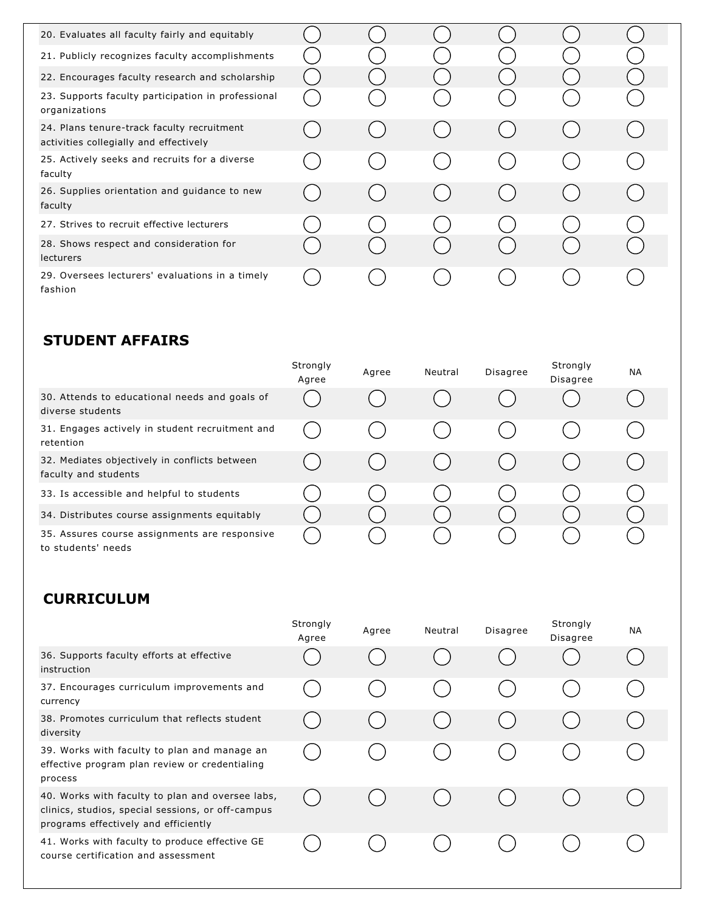| | Strongly Agree | Agree | Neutral | Disagree | Strongly Disagree | NA |
|---|---|---|---|---|---|---|
| 20. Evaluates all faculty fairly and equitably | ◯ | ◯ | ◯ | ◯ | ◯ | ◯ |
| 21. Publicly recognizes faculty accomplishments | ◯ | ◯ | ◯ | ◯ | ◯ | ◯ |
| 22. Encourages faculty research and scholarship | ◯ | ◯ | ◯ | ◯ | ◯ | ◯ |
| 23. Supports faculty participation in professional organizations | ◯ | ◯ | ◯ | ◯ | ◯ | ◯ |
| 24. Plans tenure-track faculty recruitment activities collegially and effectively | ◯ | ◯ | ◯ | ◯ | ◯ | ◯ |
| 25. Actively seeks and recruits for a diverse faculty | ◯ | ◯ | ◯ | ◯ | ◯ | ◯ |
| 26. Supplies orientation and guidance to new faculty | ◯ | ◯ | ◯ | ◯ | ◯ | ◯ |
| 27. Strives to recruit effective lecturers | ◯ | ◯ | ◯ | ◯ | ◯ | ◯ |
| 28. Shows respect and consideration for lecturers | ◯ | ◯ | ◯ | ◯ | ◯ | ◯ |
| 29. Oversees lecturers' evaluations in a timely fashion | ◯ | ◯ | ◯ | ◯ | ◯ | ◯ |

## STUDENT AFFAIRS

| | Strongly Agree | Agree | Neutral | Disagree | Strongly Disagree | NA |
|---|---|---|---|---|---|---|
| 30. Attends to educational needs and goals of diverse students | ◯ | ◯ | ◯ | ◯ | ◯ | ◯ |
| 31. Engages actively in student recruitment and retention | ◯ | ◯ | ◯ | ◯ | ◯ | ◯ |
| 32. Mediates objectively in conflicts between faculty and students | ◯ | ◯ | ◯ | ◯ | ◯ | ◯ |
| 33. Is accessible and helpful to students | ◯ | ◯ | ◯ | ◯ | ◯ | ◯ |
| 34. Distributes course assignments equitably | ◯ | ◯ | ◯ | ◯ | ◯ | ◯ |
| 35. Assures course assignments are responsive to students' needs | ◯ | ◯ | ◯ | ◯ | ◯ | ◯ |

## CURRICULUM

| | Strongly Agree | Agree | Neutral | Disagree | Strongly Disagree | NA |
|---|---|---|---|---|---|---|
| 36. Supports faculty efforts at effective instruction | ◯ | ◯ | ◯ | ◯ | ◯ | ◯ |
| 37. Encourages curriculum improvements and currency | ◯ | ◯ | ◯ | ◯ | ◯ | ◯ |
| 38. Promotes curriculum that reflects student diversity | ◯ | ◯ | ◯ | ◯ | ◯ | ◯ |
| 39. Works with faculty to plan and manage an effective program plan review or credentialing process | ◯ | ◯ | ◯ | ◯ | ◯ | ◯ |
| 40. Works with faculty to plan and oversee labs, clinics, studios, special sessions, or off-campus programs effectively and efficiently | ◯ | ◯ | ◯ | ◯ | ◯ | ◯ |
| 41. Works with faculty to produce effective GE course certification and assessment | ◯ | ◯ | ◯ | ◯ | ◯ | ◯ |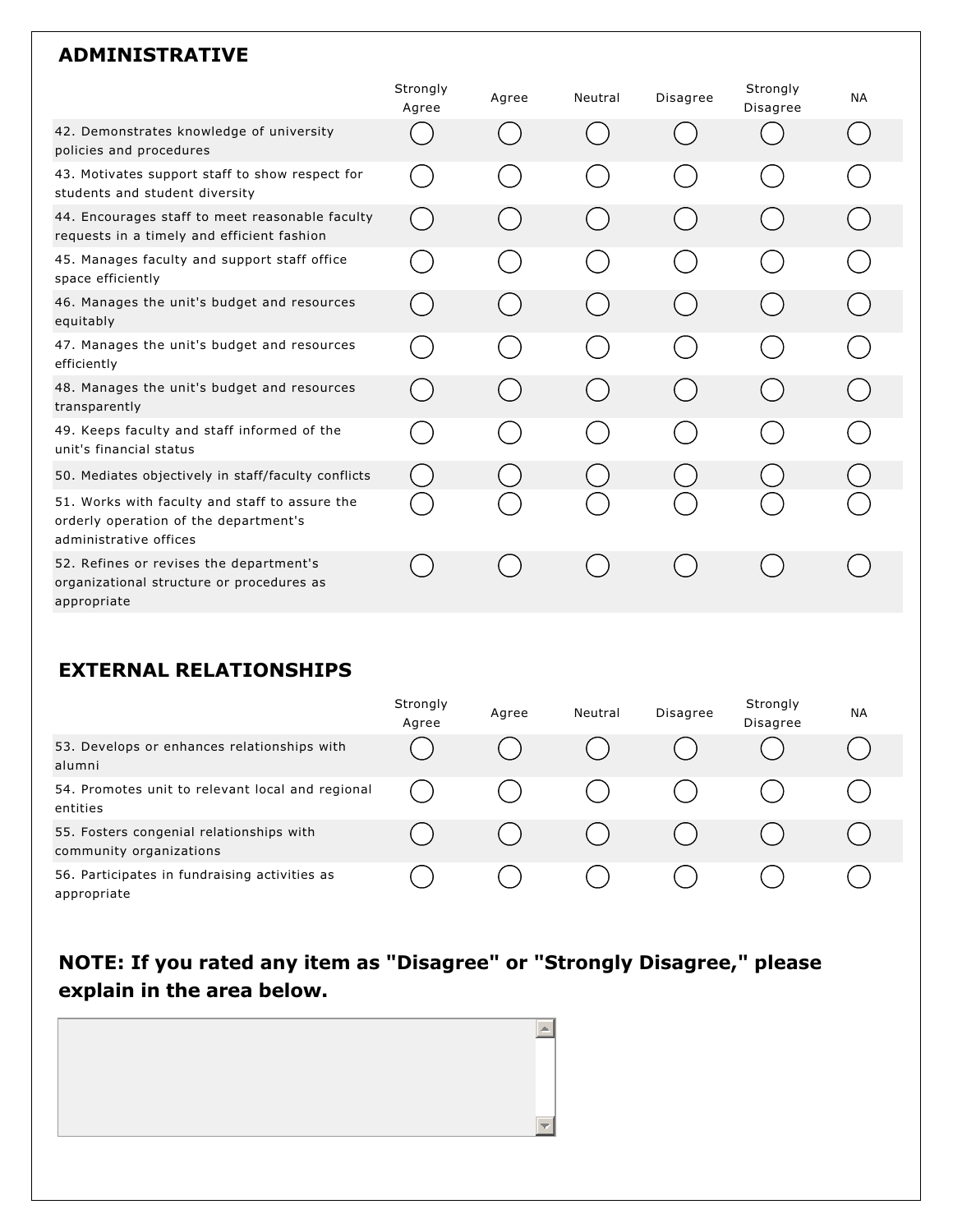## ADMINISTRATIVE

| | Strongly Agree | Agree | Neutral | Disagree | Strongly Disagree | NA |
|---|---|---|---|---|---|---|
| 42. Demonstrates knowledge of university policies and procedures | ◯ | ◯ | ◯ | ◯ | ◯ | ◯ |
| 43. Motivates support staff to show respect for students and student diversity | ◯ | ◯ | ◯ | ◯ | ◯ | ◯ |
| 44. Encourages staff to meet reasonable faculty requests in a timely and efficient fashion | ◯ | ◯ | ◯ | ◯ | ◯ | ◯ |
| 45. Manages faculty and support staff office space efficiently | ◯ | ◯ | ◯ | ◯ | ◯ | ◯ |
| 46. Manages the unit's budget and resources equitably | ◯ | ◯ | ◯ | ◯ | ◯ | ◯ |
| 47. Manages the unit's budget and resources efficiently | ◯ | ◯ | ◯ | ◯ | ◯ | ◯ |
| 48. Manages the unit's budget and resources transparently | ◯ | ◯ | ◯ | ◯ | ◯ | ◯ |
| 49. Keeps faculty and staff informed of the unit's financial status | ◯ | ◯ | ◯ | ◯ | ◯ | ◯ |
| 50. Mediates objectively in staff/faculty conflicts | ◯ | ◯ | ◯ | ◯ | ◯ | ◯ |
| 51. Works with faculty and staff to assure the orderly operation of the department's administrative offices | ◯ | ◯ | ◯ | ◯ | ◯ | ◯ |
| 52. Refines or revises the department's organizational structure or procedures as appropriate | ◯ | ◯ | ◯ | ◯ | ◯ | ◯ |

## EXTERNAL RELATIONSHIPS

| | Strongly Agree | Agree | Neutral | Disagree | Strongly Disagree | NA |
|---|---|---|---|---|---|---|
| 53. Develops or enhances relationships with alumni | ◯ | ◯ | ◯ | ◯ | ◯ | ◯ |
| 54. Promotes unit to relevant local and regional entities | ◯ | ◯ | ◯ | ◯ | ◯ | ◯ |
| 55. Fosters congenial relationships with community organizations | ◯ | ◯ | ◯ | ◯ | ◯ | ◯ |
| 56. Participates in fundraising activities as appropriate | ◯ | ◯ | ◯ | ◯ | ◯ | ◯ |

### NOTE: If you rated any item as "Disagree" or "Strongly Disagree," please explain in the area below.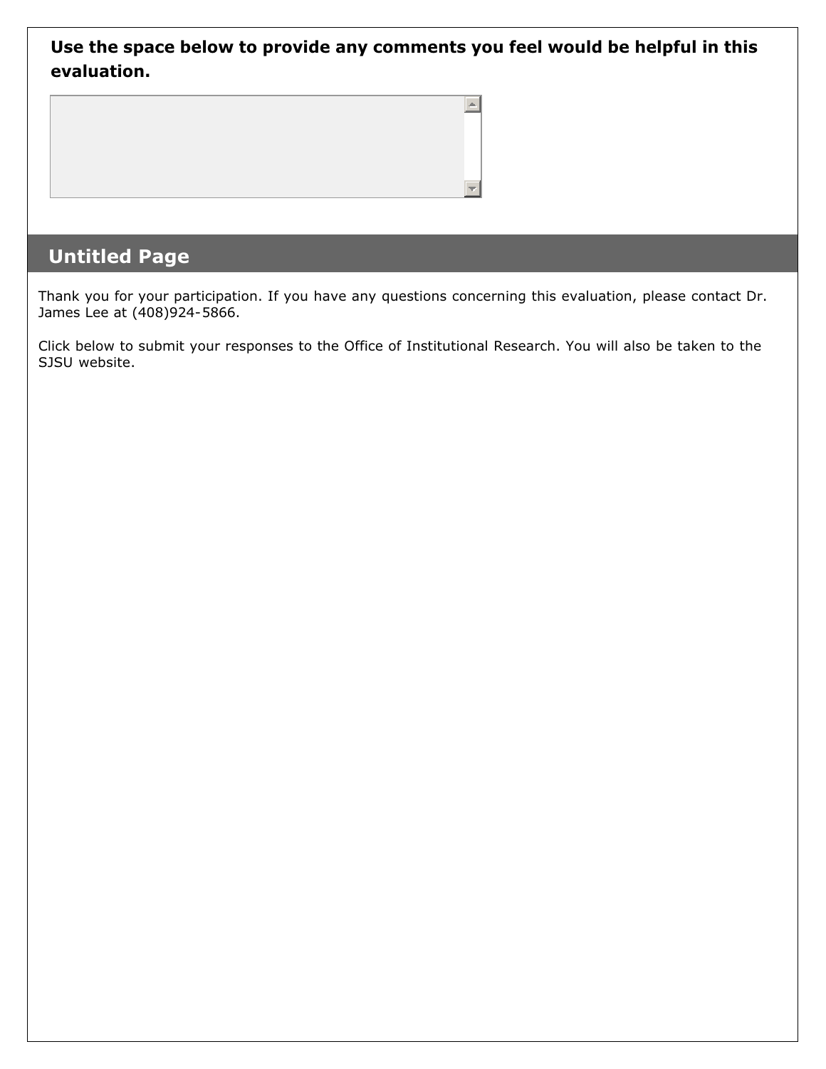**Use the space below to provide any comments you feel would be helpful in this evaluation.**

## Untitled Page

Thank you for your participation. If you have any questions concerning this evaluation, please contact Dr. James Lee at (408)924-5866.

Click below to submit your responses to the Office of Institutional Research. You will also be taken to the SJSU website.